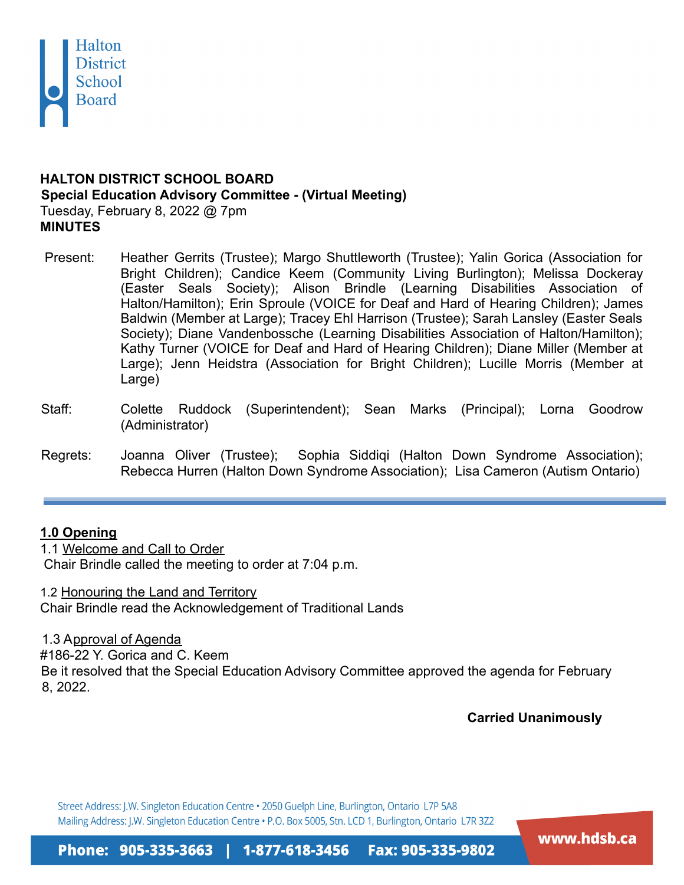Halton District School Board

**HALTON DISTRICT SCHOOL BOARD**
**Special Education Advisory Committee - (Virtual Meeting)**
Tuesday, February 8, 2022 @ 7pm
**MINUTES**

Present: Heather Gerrits (Trustee); Margo Shuttleworth (Trustee); Yalin Gorica (Association for Bright Children); Candice Keem (Community Living Burlington); Melissa Dockeray (Easter Seals Society); Alison Brindle (Learning Disabilities Association of Halton/Hamilton); Erin Sproule (VOICE for Deaf and Hard of Hearing Children); James Baldwin (Member at Large); Tracey Ehl Harrison (Trustee); Sarah Lansley (Easter Seals Society); Diane Vandenbossche (Learning Disabilities Association of Halton/Hamilton); Kathy Turner (VOICE for Deaf and Hard of Hearing Children); Diane Miller (Member at Large); Jenn Heidstra (Association for Bright Children); Lucille Morris (Member at Large)

Staff: Colette Ruddock (Superintendent); Sean Marks (Principal); Lorna Goodrow (Administrator)

Regrets: Joanna Oliver (Trustee); Sophia Siddiqi (Halton Down Syndrome Association); Rebecca Hurren (Halton Down Syndrome Association); Lisa Cameron (Autism Ontario)

---

## 1.0 Opening

1.1 Welcome and Call to Order
Chair Brindle called the meeting to order at 7:04 p.m.

1.2 Honouring the Land and Territory
Chair Brindle read the Acknowledgement of Traditional Lands

1.3 Approval of Agenda
#186-22 Y. Gorica and C. Keem
Be it resolved that the Special Education Advisory Committee approved the agenda for February 8, 2022.

**Carried Unanimously**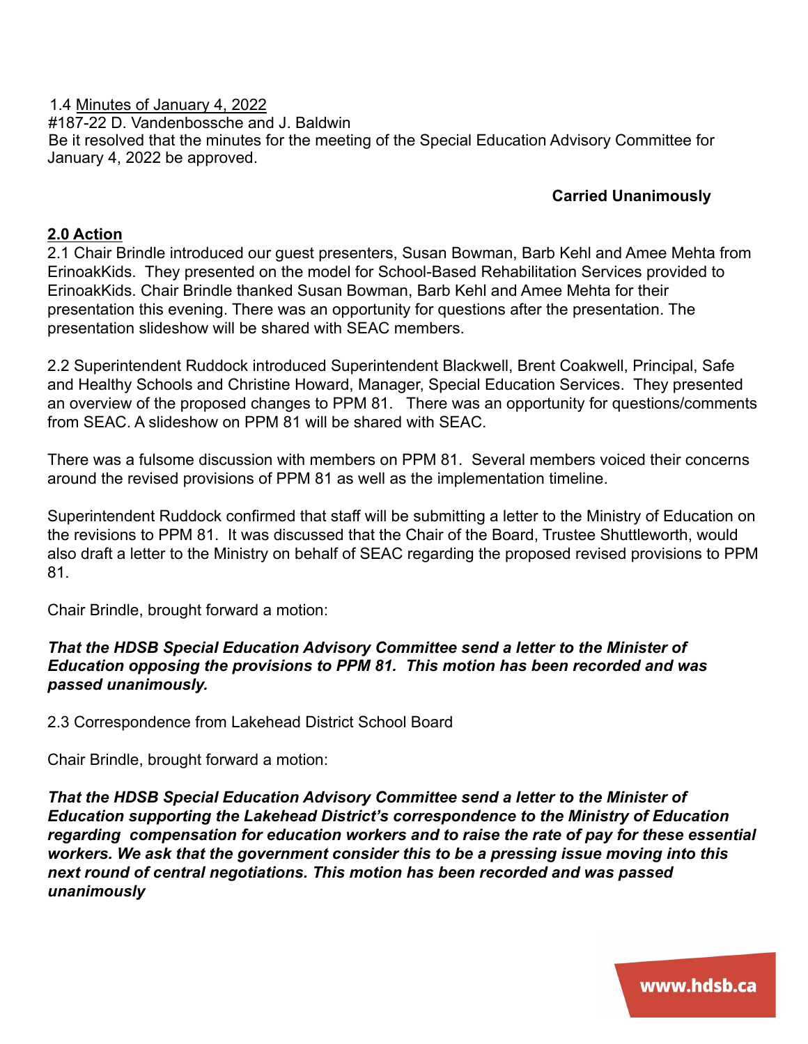1.4 Minutes of January 4, 2022
#187-22 D. Vandenbossche and J. Baldwin
Be it resolved that the minutes for the meeting of the Special Education Advisory Committee for January 4, 2022 be approved.

**Carried Unanimously**

## 2.0 Action

2.1 Chair Brindle introduced our guest presenters, Susan Bowman, Barb Kehl and Amee Mehta from ErinoakKids. They presented on the model for School-Based Rehabilitation Services provided to ErinoakKids. Chair Brindle thanked Susan Bowman, Barb Kehl and Amee Mehta for their presentation this evening. There was an opportunity for questions after the presentation. The presentation slideshow will be shared with SEAC members.

2.2 Superintendent Ruddock introduced Superintendent Blackwell, Brent Coakwell, Principal, Safe and Healthy Schools and Christine Howard, Manager, Special Education Services. They presented an overview of the proposed changes to PPM 81. There was an opportunity for questions/comments from SEAC. A slideshow on PPM 81 will be shared with SEAC.

There was a fulsome discussion with members on PPM 81. Several members voiced their concerns around the revised provisions of PPM 81 as well as the implementation timeline.

Superintendent Ruddock confirmed that staff will be submitting a letter to the Ministry of Education on the revisions to PPM 81. It was discussed that the Chair of the Board, Trustee Shuttleworth, would also draft a letter to the Ministry on behalf of SEAC regarding the proposed revised provisions to PPM 81.

Chair Brindle, brought forward a motion:

***That the HDSB Special Education Advisory Committee send a letter to the Minister of Education opposing the provisions to PPM 81. This motion has been recorded and was passed unanimously.***

2.3 Correspondence from Lakehead District School Board

Chair Brindle, brought forward a motion:

***That the HDSB Special Education Advisory Committee send a letter to the Minister of Education supporting the Lakehead District's correspondence to the Ministry of Education regarding compensation for education workers and to raise the rate of pay for these essential workers. We ask that the government consider this to be a pressing issue moving into this next round of central negotiations. This motion has been recorded and was passed unanimously***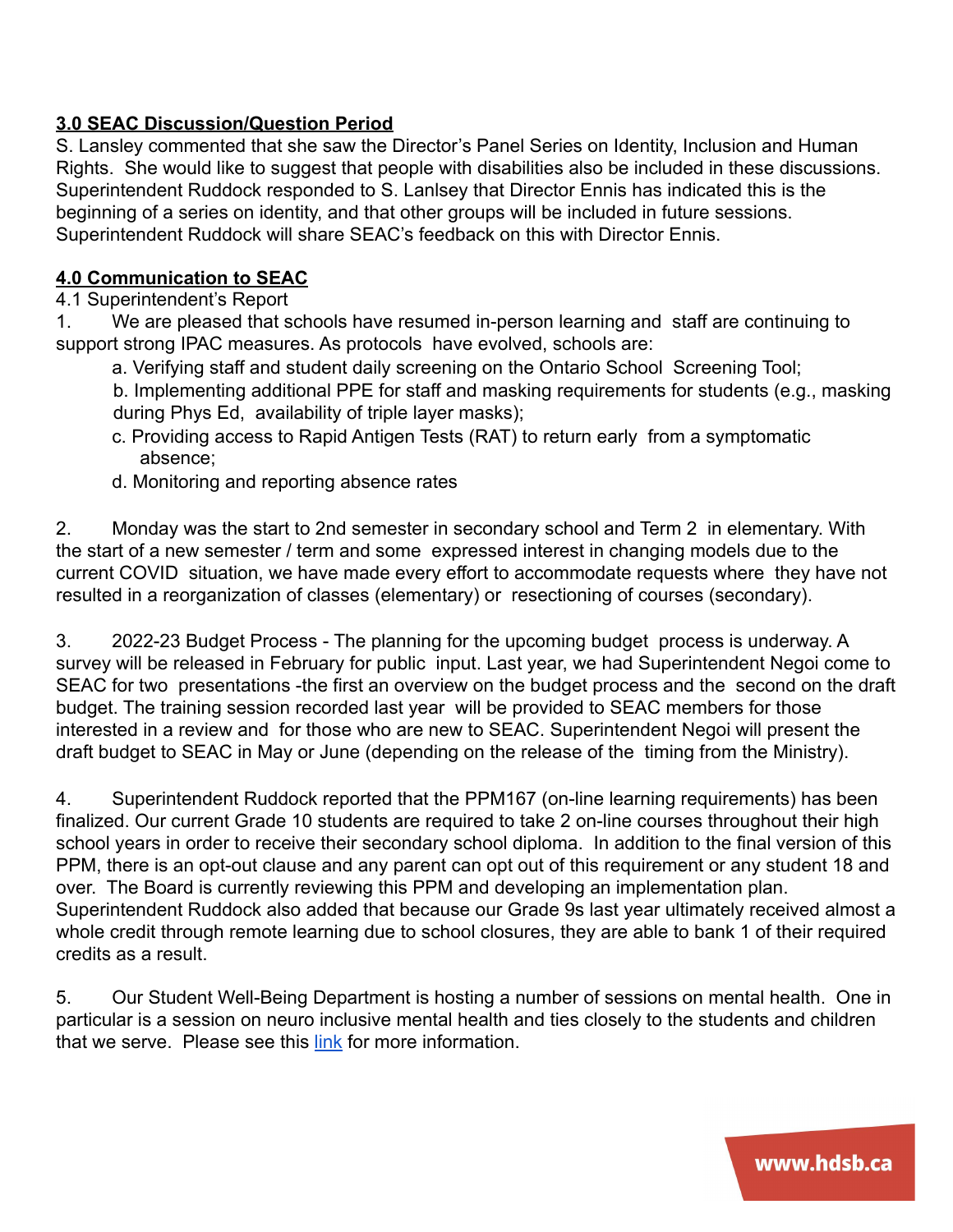**3.0 SEAC Discussion/Question Period**

S. Lansley commented that she saw the Director's Panel Series on Identity, Inclusion and Human Rights. She would like to suggest that people with disabilities also be included in these discussions. Superintendent Ruddock responded to S. Lanlsey that Director Ennis has indicated this is the beginning of a series on identity, and that other groups will be included in future sessions. Superintendent Ruddock will share SEAC's feedback on this with Director Ennis.

**4.0 Communication to SEAC**

4.1 Superintendent's Report

1. We are pleased that schools have resumed in-person learning and staff are continuing to support strong IPAC measures. As protocols have evolved, schools are:
   a. Verifying staff and student daily screening on the Ontario School Screening Tool;
   b. Implementing additional PPE for staff and masking requirements for students (e.g., masking during Phys Ed, availability of triple layer masks);
   c. Providing access to Rapid Antigen Tests (RAT) to return early from a symptomatic absence;
   d. Monitoring and reporting absence rates

2. Monday was the start to 2nd semester in secondary school and Term 2 in elementary. With the start of a new semester / term and some expressed interest in changing models due to the current COVID situation, we have made every effort to accommodate requests where they have not resulted in a reorganization of classes (elementary) or resectioning of courses (secondary).

3. 2022-23 Budget Process - The planning for the upcoming budget process is underway. A survey will be released in February for public input. Last year, we had Superintendent Negoi come to SEAC for two presentations -the first an overview on the budget process and the second on the draft budget. The training session recorded last year will be provided to SEAC members for those interested in a review and for those who are new to SEAC. Superintendent Negoi will present the draft budget to SEAC in May or June (depending on the release of the timing from the Ministry).

4. Superintendent Ruddock reported that the PPM167 (on-line learning requirements) has been finalized. Our current Grade 10 students are required to take 2 on-line courses throughout their high school years in order to receive their secondary school diploma. In addition to the final version of this PPM, there is an opt-out clause and any parent can opt out of this requirement or any student 18 and over. The Board is currently reviewing this PPM and developing an implementation plan. Superintendent Ruddock also added that because our Grade 9s last year ultimately received almost a whole credit through remote learning due to school closures, they are able to bank 1 of their required credits as a result.

5. Our Student Well-Being Department is hosting a number of sessions on mental health. One in particular is a session on neuro inclusive mental health and ties closely to the students and children that we serve. Please see this link for more information.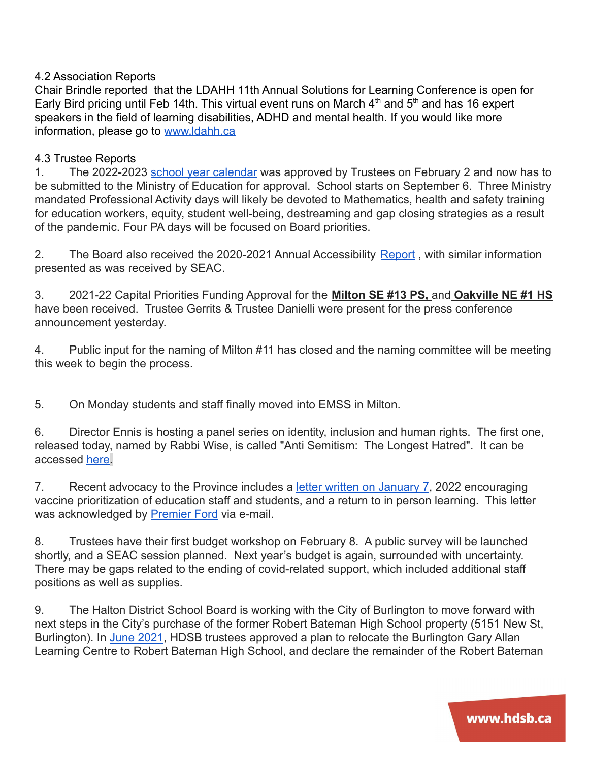4.2 Association Reports

Chair Brindle reported that the LDAHH 11th Annual Solutions for Learning Conference is open for Early Bird pricing until Feb 14th. This virtual event runs on March 4th and 5th and has 16 expert speakers in the field of learning disabilities, ADHD and mental health. If you would like more information, please go to www.ldahh.ca

4.3 Trustee Reports

1. The 2022-2023 school year calendar was approved by Trustees on February 2 and now has to be submitted to the Ministry of Education for approval. School starts on September 6. Three Ministry mandated Professional Activity days will likely be devoted to Mathematics, health and safety training for education workers, equity, student well-being, destreaming and gap closing strategies as a result of the pandemic. Four PA days will be focused on Board priorities.

2. The Board also received the 2020-2021 Annual Accessibility Report , with similar information presented as was received by SEAC.

3. 2021-22 Capital Priorities Funding Approval for the **Milton SE #13 PS,** and **Oakville NE #1 HS** have been received. Trustee Gerrits & Trustee Danielli were present for the press conference announcement yesterday.

4. Public input for the naming of Milton #11 has closed and the naming committee will be meeting this week to begin the process.

5. On Monday students and staff finally moved into EMSS in Milton.

6. Director Ennis is hosting a panel series on identity, inclusion and human rights. The first one, released today, named by Rabbi Wise, is called "Anti Semitism: The Longest Hatred". It can be accessed here.

7. Recent advocacy to the Province includes a letter written on January 7, 2022 encouraging vaccine prioritization of education staff and students, and a return to in person learning. This letter was acknowledged by Premier Ford via e-mail.

8. Trustees have their first budget workshop on February 8. A public survey will be launched shortly, and a SEAC session planned. Next year's budget is again, surrounded with uncertainty. There may be gaps related to the ending of covid-related support, which included additional staff positions as well as supplies.

9. The Halton District School Board is working with the City of Burlington to move forward with next steps in the City's purchase of the former Robert Bateman High School property (5151 New St, Burlington). In June 2021, HDSB trustees approved a plan to relocate the Burlington Gary Allan Learning Centre to Robert Bateman High School, and declare the remainder of the Robert Bateman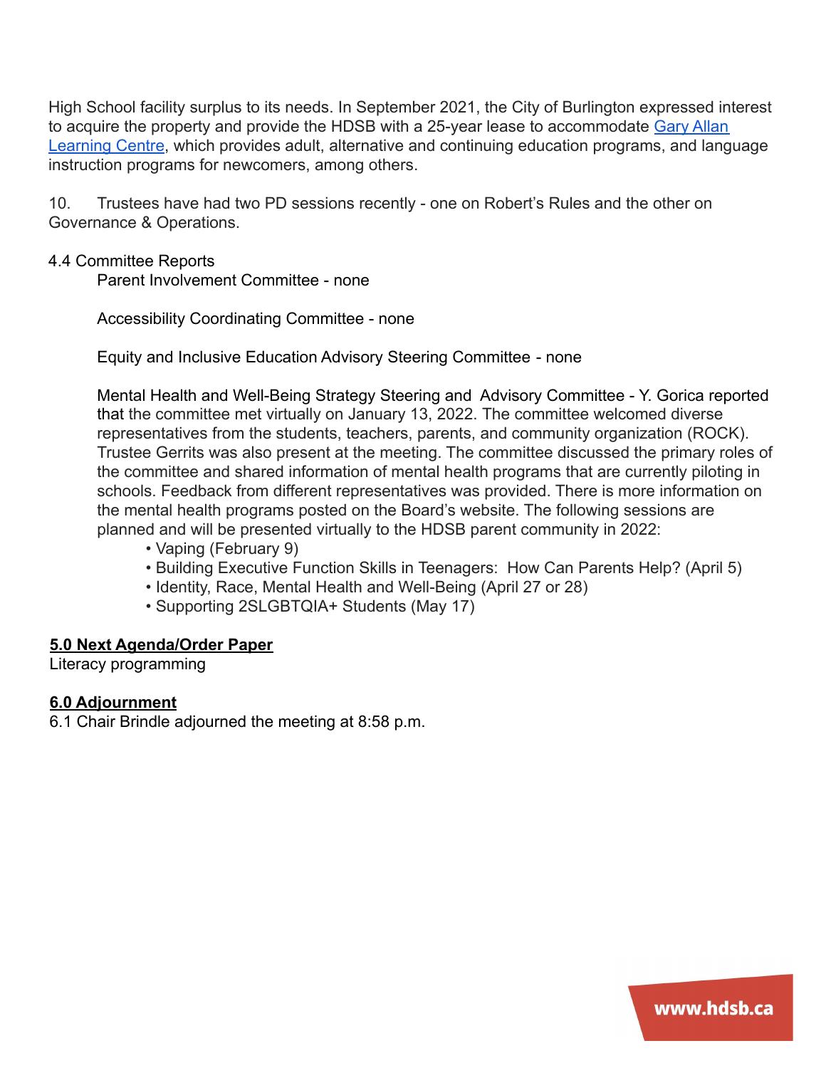High School facility surplus to its needs. In September 2021, the City of Burlington expressed interest to acquire the property and provide the HDSB with a 25-year lease to accommodate Gary Allan Learning Centre, which provides adult, alternative and continuing education programs, and language instruction programs for newcomers, among others.

10. Trustees have had two PD sessions recently - one on Robert's Rules and the other on Governance & Operations.

4.4 Committee Reports

Parent Involvement Committee - none

Accessibility Coordinating Committee - none

Equity and Inclusive Education Advisory Steering Committee - none

Mental Health and Well-Being Strategy Steering and Advisory Committee - Y. Gorica reported that the committee met virtually on January 13, 2022. The committee welcomed diverse representatives from the students, teachers, parents, and community organization (ROCK). Trustee Gerrits was also present at the meeting. The committee discussed the primary roles of the committee and shared information of mental health programs that are currently piloting in schools. Feedback from different representatives was provided. There is more information on the mental health programs posted on the Board's website. The following sessions are planned and will be presented virtually to the HDSB parent community in 2022:

- Vaping (February 9)
- Building Executive Function Skills in Teenagers: How Can Parents Help? (April 5)
- Identity, Race, Mental Health and Well-Being (April 27 or 28)
- Supporting 2SLGBTQIA+ Students (May 17)

**5.0 Next Agenda/Order Paper**

Literacy programming

**6.0 Adjournment**

6.1 Chair Brindle adjourned the meeting at 8:58 p.m.